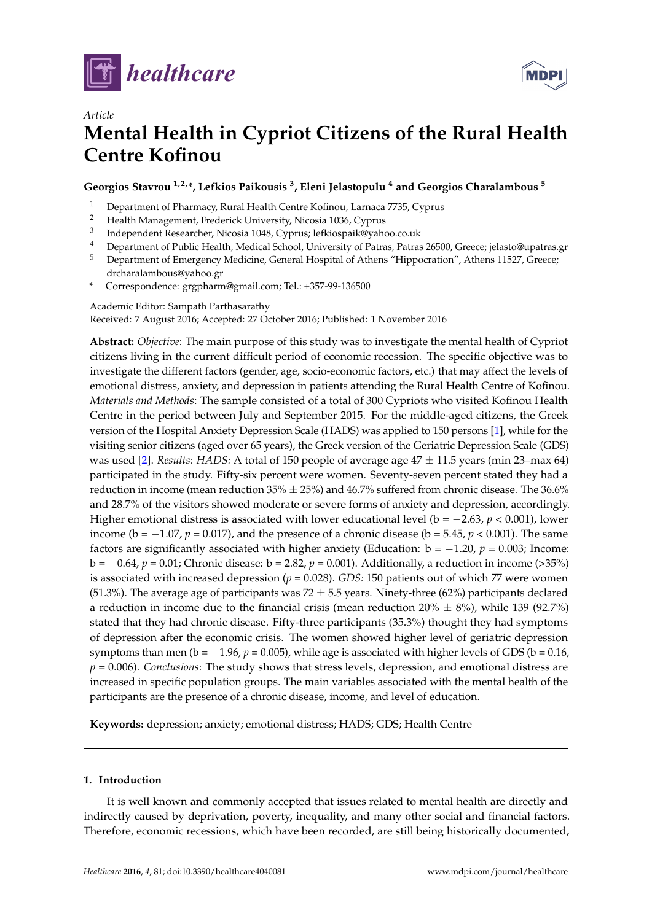*Article*

# Mental Health in Cypriot Citizens of the Rural Health Centre Kofinou

**Georgios Stavrou [1,2,*], Lefkios Paikousis [3], Eleni Jelastopulu [4] and Georgios Charalambous [5]**

1. Department of Pharmacy, Rural Health Centre Kofinou, Larnaca 7735, Cyprus
2. Health Management, Frederick University, Nicosia 1036, Cyprus
3. Independent Researcher, Nicosia 1048, Cyprus; lefkiospaik@yahoo.co.uk
4. Department of Public Health, Medical School, University of Patras, Patras 26500, Greece; jelasto@upatras.gr
5. Department of Emergency Medicine, General Hospital of Athens "Hippocration", Athens 11527, Greece; drcharalambous@yahoo.gr

\* Correspondence: grgpharm@gmail.com; Tel.: +357-99-136500

Academic Editor: Sampath Parthasarathy
Received: 7 August 2016; Accepted: 27 October 2016; Published: 1 November 2016

**Abstract:** *Objective*: The main purpose of this study was to investigate the mental health of Cypriot citizens living in the current difficult period of economic recession. The specific objective was to investigate the different factors (gender, age, socio-economic factors, etc.) that may affect the levels of emotional distress, anxiety, and depression in patients attending the Rural Health Centre of Kofinou. *Materials and Methods*: The sample consisted of a total of 300 Cypriots who visited Kofinou Health Centre in the period between July and September 2015. For the middle-aged citizens, the Greek version of the Hospital Anxiety Depression Scale (HADS) was applied to 150 persons [1], while for the visiting senior citizens (aged over 65 years), the Greek version of the Geriatric Depression Scale (GDS) was used [2]. *Results*: *HADS:* A total of 150 people of average age 47 ± 11.5 years (min 23–max 64) participated in the study. Fifty-six percent were women. Seventy-seven percent stated they had a reduction in income (mean reduction 35% ± 25%) and 46.7% suffered from chronic disease. The 36.6% and 28.7% of the visitors showed moderate or severe forms of anxiety and depression, accordingly. Higher emotional distress is associated with lower educational level (b = −2.63, $p < 0.001$), lower income (b = −1.07, $p = 0.017$), and the presence of a chronic disease (b = 5.45, $p < 0.001$). The same factors are significantly associated with higher anxiety (Education: b = −1.20, $p = 0.003$; Income: b = −0.64, $p = 0.01$; Chronic disease: b = 2.82, $p = 0.001$). Additionally, a reduction in income (>35%) is associated with increased depression ($p = 0.028$). *GDS:* 150 patients out of which 77 were women (51.3%). The average age of participants was 72 ± 5.5 years. Ninety-three (62%) participants declared a reduction in income due to the financial crisis (mean reduction 20% ± 8%), while 139 (92.7%) stated that they had chronic disease. Fifty-three participants (35.3%) thought they had symptoms of depression after the economic crisis. The women showed higher level of geriatric depression symptoms than men (b = −1.96, $p = 0.005$), while age is associated with higher levels of GDS (b = 0.16, $p = 0.006$). *Conclusions*: The study shows that stress levels, depression, and emotional distress are increased in specific population groups. The main variables associated with the mental health of the participants are the presence of a chronic disease, income, and level of education.

**Keywords:** depression; anxiety; emotional distress; HADS; GDS; Health Centre

## 1. Introduction

It is well known and commonly accepted that issues related to mental health are directly and indirectly caused by deprivation, poverty, inequality, and many other social and financial factors. Therefore, economic recessions, which have been recorded, are still being historically documented,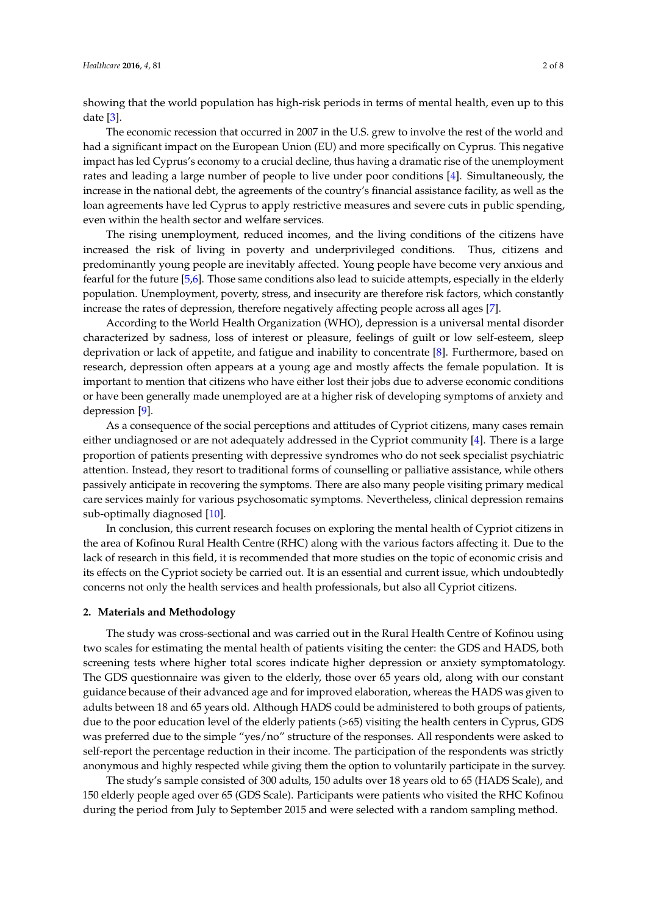showing that the world population has high-risk periods in terms of mental health, even up to this date [3].

The economic recession that occurred in 2007 in the U.S. grew to involve the rest of the world and had a significant impact on the European Union (EU) and more specifically on Cyprus. This negative impact has led Cyprus's economy to a crucial decline, thus having a dramatic rise of the unemployment rates and leading a large number of people to live under poor conditions [4]. Simultaneously, the increase in the national debt, the agreements of the country's financial assistance facility, as well as the loan agreements have led Cyprus to apply restrictive measures and severe cuts in public spending, even within the health sector and welfare services.

The rising unemployment, reduced incomes, and the living conditions of the citizens have increased the risk of living in poverty and underprivileged conditions. Thus, citizens and predominantly young people are inevitably affected. Young people have become very anxious and fearful for the future [5,6]. Those same conditions also lead to suicide attempts, especially in the elderly population. Unemployment, poverty, stress, and insecurity are therefore risk factors, which constantly increase the rates of depression, therefore negatively affecting people across all ages [7].

According to the World Health Organization (WHO), depression is a universal mental disorder characterized by sadness, loss of interest or pleasure, feelings of guilt or low self-esteem, sleep deprivation or lack of appetite, and fatigue and inability to concentrate [8]. Furthermore, based on research, depression often appears at a young age and mostly affects the female population. It is important to mention that citizens who have either lost their jobs due to adverse economic conditions or have been generally made unemployed are at a higher risk of developing symptoms of anxiety and depression [9].

As a consequence of the social perceptions and attitudes of Cypriot citizens, many cases remain either undiagnosed or are not adequately addressed in the Cypriot community [4]. There is a large proportion of patients presenting with depressive syndromes who do not seek specialist psychiatric attention. Instead, they resort to traditional forms of counselling or palliative assistance, while others passively anticipate in recovering the symptoms. There are also many people visiting primary medical care services mainly for various psychosomatic symptoms. Nevertheless, clinical depression remains sub-optimally diagnosed [10].

In conclusion, this current research focuses on exploring the mental health of Cypriot citizens in the area of Kofinou Rural Health Centre (RHC) along with the various factors affecting it. Due to the lack of research in this field, it is recommended that more studies on the topic of economic crisis and its effects on the Cypriot society be carried out. It is an essential and current issue, which undoubtedly concerns not only the health services and health professionals, but also all Cypriot citizens.

## 2. Materials and Methodology

The study was cross-sectional and was carried out in the Rural Health Centre of Kofinou using two scales for estimating the mental health of patients visiting the center: the GDS and HADS, both screening tests where higher total scores indicate higher depression or anxiety symptomatology. The GDS questionnaire was given to the elderly, those over 65 years old, along with our constant guidance because of their advanced age and for improved elaboration, whereas the HADS was given to adults between 18 and 65 years old. Although HADS could be administered to both groups of patients, due to the poor education level of the elderly patients (>65) visiting the health centers in Cyprus, GDS was preferred due to the simple "yes/no" structure of the responses. All respondents were asked to self-report the percentage reduction in their income. The participation of the respondents was strictly anonymous and highly respected while giving them the option to voluntarily participate in the survey.

The study's sample consisted of 300 adults, 150 adults over 18 years old to 65 (HADS Scale), and 150 elderly people aged over 65 (GDS Scale). Participants were patients who visited the RHC Kofinou during the period from July to September 2015 and were selected with a random sampling method.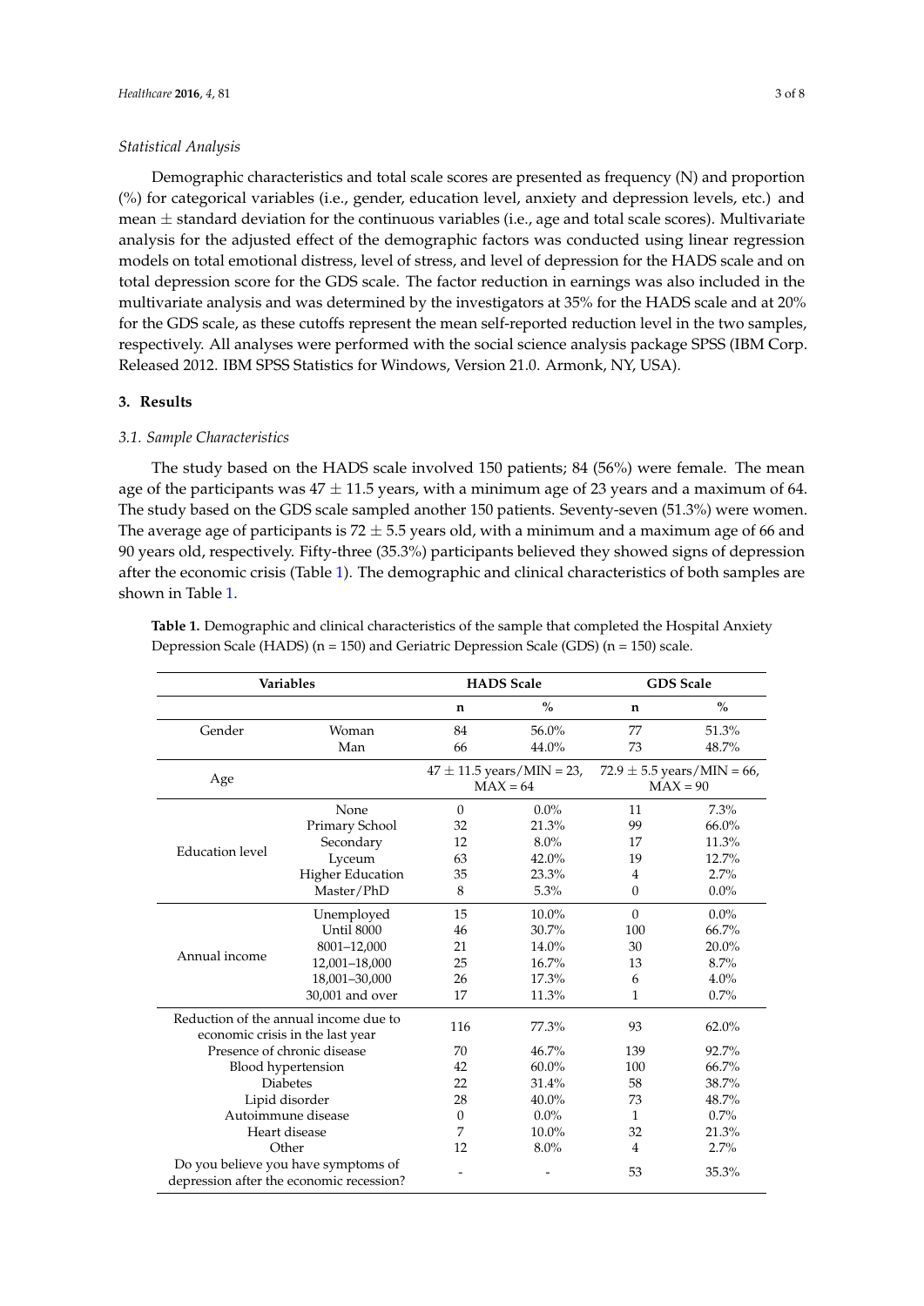*Statistical Analysis*

Demographic characteristics and total scale scores are presented as frequency (N) and proportion (%) for categorical variables (i.e., gender, education level, anxiety and depression levels, etc.) and mean $\pm$ standard deviation for the continuous variables (i.e., age and total scale scores). Multivariate analysis for the adjusted effect of the demographic factors was conducted using linear regression models on total emotional distress, level of stress, and level of depression for the HADS scale and on total depression score for the GDS scale. The factor reduction in earnings was also included in the multivariate analysis and was determined by the investigators at 35% for the HADS scale and at 20% for the GDS scale, as these cutoffs represent the mean self-reported reduction level in the two samples, respectively. All analyses were performed with the social science analysis package SPSS (IBM Corp. Released 2012. IBM SPSS Statistics for Windows, Version 21.0. Armonk, NY, USA).

## 3. Results

### *3.1. Sample Characteristics*

The study based on the HADS scale involved 150 patients; 84 (56%) were female. The mean age of the participants was $47 \pm 11.5$ years, with a minimum age of 23 years and a maximum of 64. The study based on the GDS scale sampled another 150 patients. Seventy-seven (51.3%) were women. The average age of participants is $72 \pm 5.5$ years old, with a minimum and a maximum age of 66 and 90 years old, respectively. Fifty-three (35.3%) participants believed they showed signs of depression after the economic crisis (Table 1). The demographic and clinical characteristics of both samples are shown in Table 1.

**Table 1.** Demographic and clinical characteristics of the sample that completed the Hospital Anxiety Depression Scale (HADS) (n = 150) and Geriatric Depression Scale (GDS) (n = 150) scale.

| Variables | | HADS Scale | | GDS Scale | |
|---|---|---|---|---|---|
| | | n | % | n | % |
| Gender | Woman | 84 | 56.0% | 77 | 51.3% |
| | Man | 66 | 44.0% | 73 | 48.7% |
| Age | | 47 ± 11.5 years/MIN = 23, MAX = 64 | | 72.9 ± 5.5 years/MIN = 66, MAX = 90 | |
| Education level | None | 0 | 0.0% | 11 | 7.3% |
| | Primary School | 32 | 21.3% | 99 | 66.0% |
| | Secondary | 12 | 8.0% | 17 | 11.3% |
| | Lyceum | 63 | 42.0% | 19 | 12.7% |
| | Higher Education | 35 | 23.3% | 4 | 2.7% |
| | Master/PhD | 8 | 5.3% | 0 | 0.0% |
| Annual income | Unemployed | 15 | 10.0% | 0 | 0.0% |
| | Until 8000 | 46 | 30.7% | 100 | 66.7% |
| | 8001–12,000 | 21 | 14.0% | 30 | 20.0% |
| | 12,001–18,000 | 25 | 16.7% | 13 | 8.7% |
| | 18,001–30,000 | 26 | 17.3% | 6 | 4.0% |
| | 30,001 and over | 17 | 11.3% | 1 | 0.7% |
| Reduction of the annual income due to economic crisis in the last year | | 116 | 77.3% | 93 | 62.0% |
| Presence of chronic disease | | 70 | 46.7% | 139 | 92.7% |
| Blood hypertension | | 42 | 60.0% | 100 | 66.7% |
| Diabetes | | 22 | 31.4% | 58 | 38.7% |
| Lipid disorder | | 28 | 40.0% | 73 | 48.7% |
| Autoimmune disease | | 0 | 0.0% | 1 | 0.7% |
| Heart disease | | 7 | 10.0% | 32 | 21.3% |
| Other | | 12 | 8.0% | 4 | 2.7% |
| Do you believe you have symptoms of depression after the economic recession? | | - | - | 53 | 35.3% |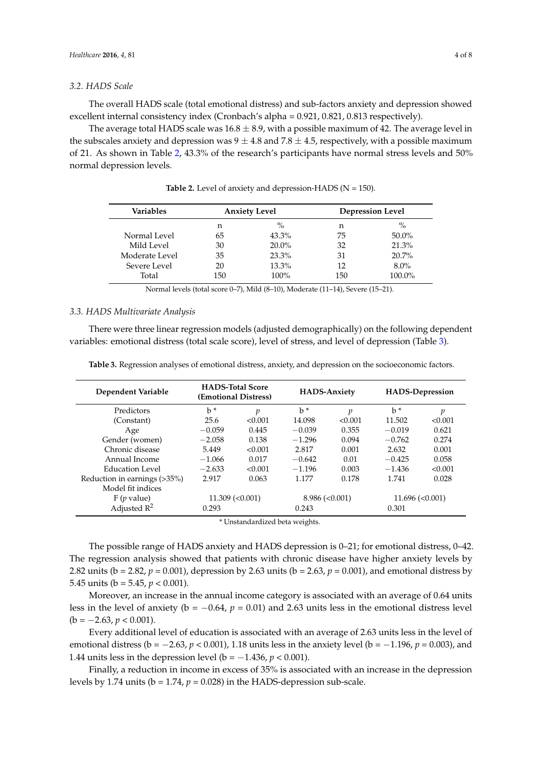### 3.2. HADS Scale

The overall HADS scale (total emotional distress) and sub-factors anxiety and depression showed excellent internal consistency index (Cronbach's alpha = 0.921, 0.821, 0.813 respectively).

The average total HADS scale was $16.8 \pm 8.9$, with a possible maximum of 42. The average level in the subscales anxiety and depression was $9 \pm 4.8$ and $7.8 \pm 4.5$, respectively, with a possible maximum of 21. As shown in Table 2, 43.3% of the research's participants have normal stress levels and 50% normal depression levels.

**Table 2.** Level of anxiety and depression-HADS (N = 150).

| Variables | Anxiety Level | | Depression Level | |
|---|---|---|---|---|
| | n | % | n | % |
| Normal Level | 65 | 43.3% | 75 | 50.0% |
| Mild Level | 30 | 20.0% | 32 | 21.3% |
| Moderate Level | 35 | 23.3% | 31 | 20.7% |
| Severe Level | 20 | 13.3% | 12 | 8.0% |
| Total | 150 | 100% | 150 | 100.0% |

Normal levels (total score 0–7), Mild (8–10), Moderate (11–14), Severe (15–21).

### 3.3. HADS Multivariate Analysis

There were three linear regression models (adjusted demographically) on the following dependent variables: emotional distress (total scale score), level of stress, and level of depression (Table 3).

**Table 3.** Regression analyses of emotional distress, anxiety, and depression on the socioeconomic factors.

| Dependent Variable | HADS-Total Score (Emotional Distress) | | HADS-Anxiety | | HADS-Depression | |
|---|---|---|---|---|---|---|
| Predictors | b * | *p* | b * | *p* | b * | *p* |
| (Constant) | 25.6 | <0.001 | 14.098 | <0.001 | 11.502 | <0.001 |
| Age | −0.059 | 0.445 | −0.039 | 0.355 | −0.019 | 0.621 |
| Gender (women) | −2.058 | 0.138 | −1.296 | 0.094 | −0.762 | 0.274 |
| Chronic disease | 5.449 | <0.001 | 2.817 | 0.001 | 2.632 | 0.001 |
| Annual Income | −1.066 | 0.017 | −0.642 | 0.01 | −0.425 | 0.058 |
| Education Level | −2.633 | <0.001 | −1.196 | 0.003 | −1.436 | <0.001 |
| Reduction in earnings (>35%) | 2.917 | 0.063 | 1.177 | 0.178 | 1.741 | 0.028 |
| Model fit indices | | | | | | |
| F (*p* value) | 11.309 (<0.001) | | 8.986 (<0.001) | | 11.696 (<0.001) | |
| Adjusted $R^2$ | 0.293 | | 0.243 | | 0.301 | |

\* Unstandardized beta weights.

The possible range of HADS anxiety and HADS depression is 0–21; for emotional distress, 0–42. The regression analysis showed that patients with chronic disease have higher anxiety levels by 2.82 units (b = 2.82, $p = 0.001$), depression by 2.63 units (b = 2.63, $p = 0.001$), and emotional distress by 5.45 units (b = 5.45, $p < 0.001$).

Moreover, an increase in the annual income category is associated with an average of 0.64 units less in the level of anxiety (b = −0.64, $p = 0.01$) and 2.63 units less in the emotional distress level (b = −2.63, $p < 0.001$).

Every additional level of education is associated with an average of 2.63 units less in the level of emotional distress (b = −2.63, $p < 0.001$), 1.18 units less in the anxiety level (b = −1.196, $p = 0.003$), and 1.44 units less in the depression level (b = −1.436, $p < 0.001$).

Finally, a reduction in income in excess of 35% is associated with an increase in the depression levels by 1.74 units (b = 1.74, $p = 0.028$) in the HADS-depression sub-scale.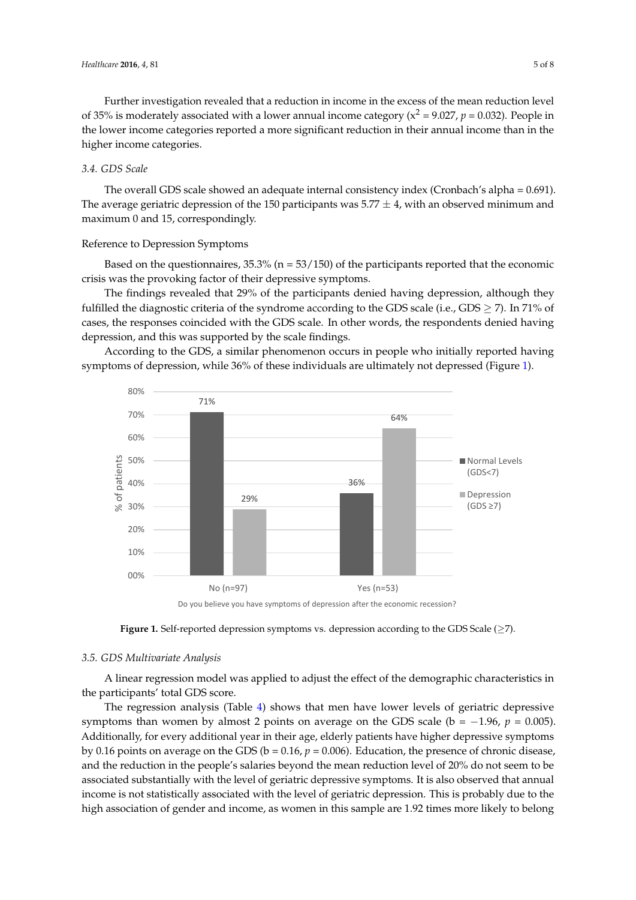Further investigation revealed that a reduction in income in the excess of the mean reduction level of 35% is moderately associated with a lower annual income category ($x^2 = 9.027$, $p = 0.032$). People in the lower income categories reported a more significant reduction in their annual income than in the higher income categories.

### *3.4. GDS Scale*

The overall GDS scale showed an adequate internal consistency index (Cronbach's alpha = 0.691). The average geriatric depression of the 150 participants was $5.77 \pm 4$, with an observed minimum and maximum 0 and 15, correspondingly.

#### Reference to Depression Symptoms

Based on the questionnaires, 35.3% (n = 53/150) of the participants reported that the economic crisis was the provoking factor of their depressive symptoms.

The findings revealed that 29% of the participants denied having depression, although they fulfilled the diagnostic criteria of the syndrome according to the GDS scale (i.e., GDS $\geq$ 7). In 71% of cases, the responses coincided with the GDS scale. In other words, the respondents denied having depression, and this was supported by the scale findings.

According to the GDS, a similar phenomenon occurs in people who initially reported having symptoms of depression, while 36% of these individuals are ultimately not depressed (Figure 1).

**Figure 1.** Self-reported depression symptoms vs. depression according to the GDS Scale ($\geq$7).

### *3.5. GDS Multivariate Analysis*

A linear regression model was applied to adjust the effect of the demographic characteristics in the participants' total GDS score.

The regression analysis (Table 4) shows that men have lower levels of geriatric depressive symptoms than women by almost 2 points on average on the GDS scale ($b = -1.96$, $p = 0.005$). Additionally, for every additional year in their age, elderly patients have higher depressive symptoms by 0.16 points on average on the GDS ($b = 0.16$, $p = 0.006$). Education, the presence of chronic disease, and the reduction in the people's salaries beyond the mean reduction level of 20% do not seem to be associated substantially with the level of geriatric depressive symptoms. It is also observed that annual income is not statistically associated with the level of geriatric depression. This is probably due to the high association of gender and income, as women in this sample are 1.92 times more likely to belong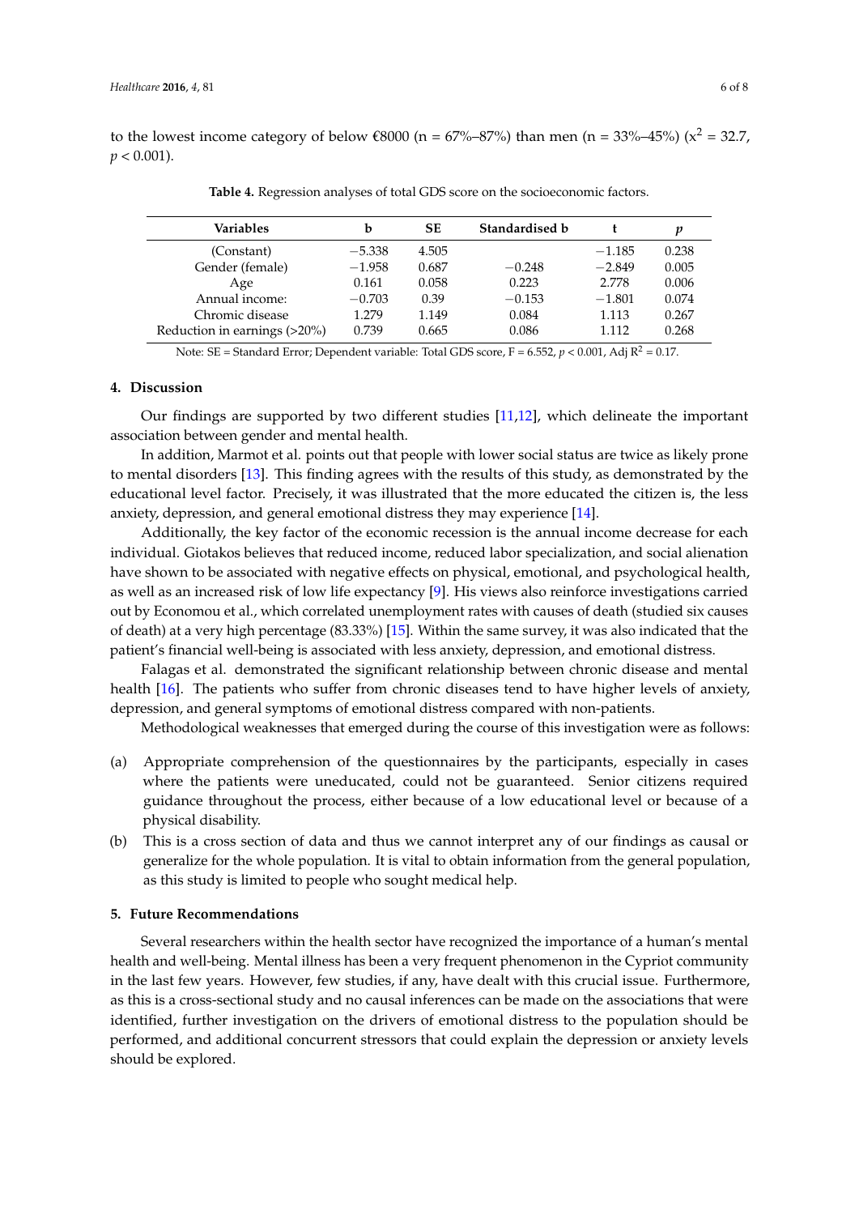to the lowest income category of below €8000 (n = 67%–87%) than men (n = 33%–45%) ($x^2$ = 32.7, $p < 0.001$).

**Table 4.** Regression analyses of total GDS score on the socioeconomic factors.

| Variables | b | SE | Standardised b | t | $p$ |
|---|---|---|---|---|---|
| (Constant) | −5.338 | 4.505 | | −1.185 | 0.238 |
| Gender (female) | −1.958 | 0.687 | −0.248 | −2.849 | 0.005 |
| Age | 0.161 | 0.058 | 0.223 | 2.778 | 0.006 |
| Annual income: | −0.703 | 0.39 | −0.153 | −1.801 | 0.074 |
| Chromic disease | 1.279 | 1.149 | 0.084 | 1.113 | 0.267 |
| Reduction in earnings (>20%) | 0.739 | 0.665 | 0.086 | 1.112 | 0.268 |

Note: SE = Standard Error; Dependent variable: Total GDS score, F = 6.552, $p < 0.001$, Adj $R^2$ = 0.17.

## 4. Discussion

Our findings are supported by two different studies [11,12], which delineate the important association between gender and mental health.

In addition, Marmot et al. points out that people with lower social status are twice as likely prone to mental disorders [13]. This finding agrees with the results of this study, as demonstrated by the educational level factor. Precisely, it was illustrated that the more educated the citizen is, the less anxiety, depression, and general emotional distress they may experience [14].

Additionally, the key factor of the economic recession is the annual income decrease for each individual. Giotakos believes that reduced income, reduced labor specialization, and social alienation have shown to be associated with negative effects on physical, emotional, and psychological health, as well as an increased risk of low life expectancy [9]. His views also reinforce investigations carried out by Economou et al., which correlated unemployment rates with causes of death (studied six causes of death) at a very high percentage (83.33%) [15]. Within the same survey, it was also indicated that the patient's financial well-being is associated with less anxiety, depression, and emotional distress.

Falagas et al. demonstrated the significant relationship between chronic disease and mental health [16]. The patients who suffer from chronic diseases tend to have higher levels of anxiety, depression, and general symptoms of emotional distress compared with non-patients.

Methodological weaknesses that emerged during the course of this investigation were as follows:

(a) Appropriate comprehension of the questionnaires by the participants, especially in cases where the patients were uneducated, could not be guaranteed. Senior citizens required guidance throughout the process, either because of a low educational level or because of a physical disability.

(b) This is a cross section of data and thus we cannot interpret any of our findings as causal or generalize for the whole population. It is vital to obtain information from the general population, as this study is limited to people who sought medical help.

## 5. Future Recommendations

Several researchers within the health sector have recognized the importance of a human's mental health and well-being. Mental illness has been a very frequent phenomenon in the Cypriot community in the last few years. However, few studies, if any, have dealt with this crucial issue. Furthermore, as this is a cross-sectional study and no causal inferences can be made on the associations that were identified, further investigation on the drivers of emotional distress to the population should be performed, and additional concurrent stressors that could explain the depression or anxiety levels should be explored.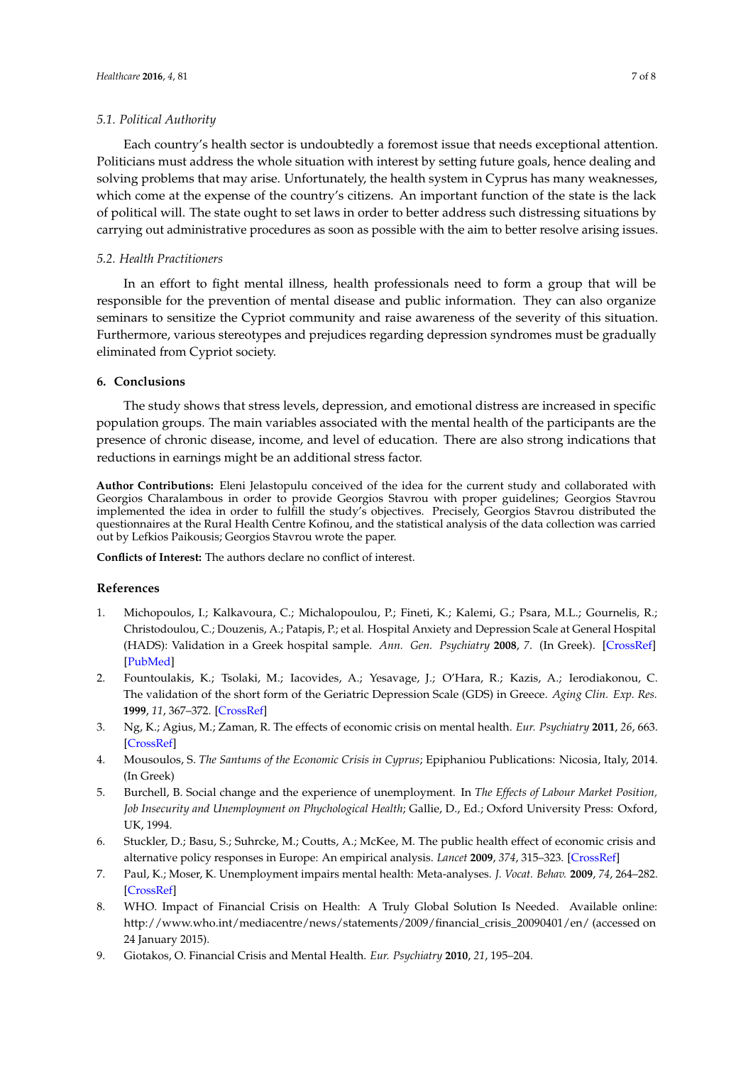### 5.1. Political Authority

Each country's health sector is undoubtedly a foremost issue that needs exceptional attention. Politicians must address the whole situation with interest by setting future goals, hence dealing and solving problems that may arise. Unfortunately, the health system in Cyprus has many weaknesses, which come at the expense of the country's citizens. An important function of the state is the lack of political will. The state ought to set laws in order to better address such distressing situations by carrying out administrative procedures as soon as possible with the aim to better resolve arising issues.

### 5.2. Health Practitioners

In an effort to fight mental illness, health professionals need to form a group that will be responsible for the prevention of mental disease and public information. They can also organize seminars to sensitize the Cypriot community and raise awareness of the severity of this situation. Furthermore, various stereotypes and prejudices regarding depression syndromes must be gradually eliminated from Cypriot society.

## 6. Conclusions

The study shows that stress levels, depression, and emotional distress are increased in specific population groups. The main variables associated with the mental health of the participants are the presence of chronic disease, income, and level of education. There are also strong indications that reductions in earnings might be an additional stress factor.

**Author Contributions:** Eleni Jelastopulu conceived of the idea for the current study and collaborated with Georgios Charalambous in order to provide Georgios Stavrou with proper guidelines; Georgios Stavrou implemented the idea in order to fulfill the study's objectives. Precisely, Georgios Stavrou distributed the questionnaires at the Rural Health Centre Kofinou, and the statistical analysis of the data collection was carried out by Lefkios Paikousis; Georgios Stavrou wrote the paper.

**Conflicts of Interest:** The authors declare no conflict of interest.

## References

1. Michopoulos, I.; Kalkavoura, C.; Michalopoulou, P.; Fineti, K.; Kalemi, G.; Psara, M.L.; Gournelis, R.; Christodoulou, C.; Douzenis, A.; Patapis, P.; et al. Hospital Anxiety and Depression Scale at General Hospital (HADS): Validation in a Greek hospital sample. *Ann. Gen. Psychiatry* **2008**, *7*. (In Greek). [CrossRef] [PubMed]
2. Fountoulakis, K.; Tsolaki, M.; Iacovides, A.; Yesavage, J.; O'Hara, R.; Kazis, A.; Ierodiakonou, C. The validation of the short form of the Geriatric Depression Scale (GDS) in Greece. *Aging Clin. Exp. Res.* **1999**, *11*, 367–372. [CrossRef]
3. Ng, K.; Agius, M.; Zaman, R. The effects of economic crisis on mental health. *Eur. Psychiatry* **2011**, *26*, 663. [CrossRef]
4. Mousoulos, S. *The Santums of the Economic Crisis in Cyprus*; Epiphaniou Publications: Nicosia, Italy, 2014. (In Greek)
5. Burchell, B. Social change and the experience of unemployment. In *The Effects of Labour Market Position, Job Insecurity and Unemployment on Phychological Health*; Gallie, D., Ed.; Oxford University Press: Oxford, UK, 1994.
6. Stuckler, D.; Basu, S.; Suhrcke, M.; Coutts, A.; McKee, M. The public health effect of economic crisis and alternative policy responses in Europe: An empirical analysis. *Lancet* **2009**, *374*, 315–323. [CrossRef]
7. Paul, K.; Moser, K. Unemployment impairs mental health: Meta-analyses. *J. Vocat. Behav.* **2009**, *74*, 264–282. [CrossRef]
8. WHO. Impact of Financial Crisis on Health: A Truly Global Solution Is Needed. Available online: http://www.who.int/mediacentre/news/statements/2009/financial_crisis_20090401/en/ (accessed on 24 January 2015).
9. Giotakos, O. Financial Crisis and Mental Health. *Eur. Psychiatry* **2010**, *21*, 195–204.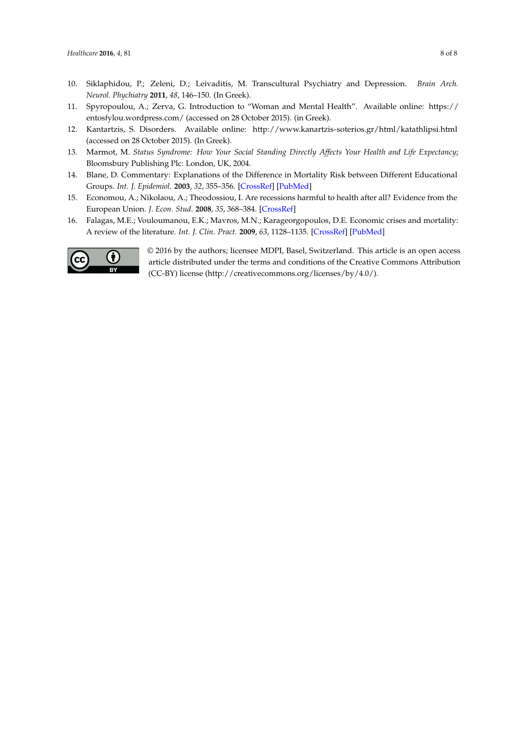10. Siklaphidou, P.; Zeleni, D.; Leivaditis, M. Transcultural Psychiatry and Depression. *Brain Arch. Neurol. Phychiatry* **2011**, *48*, 146–150. (In Greek).
11. Spyropoulou, A.; Zerva, G. Introduction to "Woman and Mental Health". Available online: https://entosfylou.wordpress.com/ (accessed on 28 October 2015). (in Greek).
12. Kantartzis, S. Disorders. Available online: http://www.kanartzis-soterios.gr/html/katathlipsi.html (accessed on 28 October 2015). (In Greek).
13. Marmot, M. *Status Syndrome: How Your Social Standing Directly Affects Your Health and Life Expectancy*; Bloomsbury Publishing Plc: London, UK, 2004.
14. Blane, D. Commentary: Explanations of the Difference in Mortality Risk between Different Educational Groups. *Int. J. Epidemiol.* **2003**, *32*, 355–356. [CrossRef] [PubMed]
15. Economou, A.; Nikolaou, A.; Theodossiou, I. Are recessions harmful to health after all? Evidence from the European Union. *J. Econ. Stud.* **2008**, *35*, 368–384. [CrossRef]
16. Falagas, M.E.; Vouloumanou, E.K.; Mavros, M.N.; Karageorgopoulos, D.E. Economic crises and mortality: A review of the literature. *Int. J. Clin. Pract.* **2009**, *63*, 1128–1135. [CrossRef] [PubMed]

© 2016 by the authors; licensee MDPI, Basel, Switzerland. This article is an open access article distributed under the terms and conditions of the Creative Commons Attribution (CC-BY) license (http://creativecommons.org/licenses/by/4.0/).